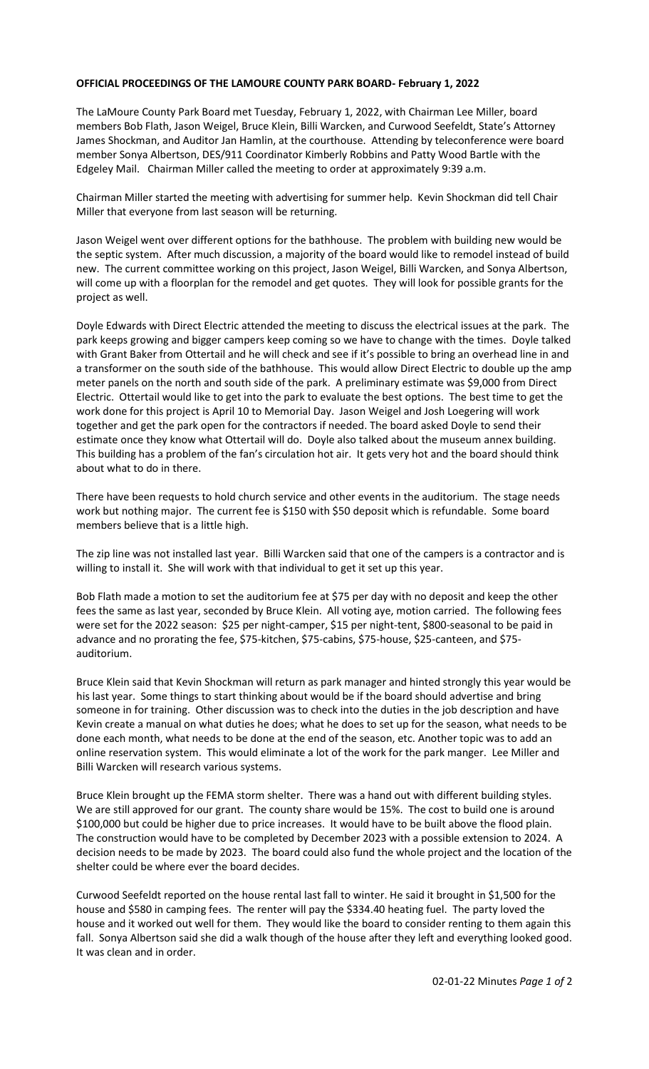**OFFICIAL PROCEEDINGS OF THE LAMOURE COUNTY PARK BOARD- February 1, 2022**

The LaMoure County Park Board met Tuesday, February 1, 2022, with Chairman Lee Miller, board members Bob Flath, Jason Weigel, Bruce Klein, Billi Warcken, and Curwood Seefeldt, State's Attorney James Shockman, and Auditor Jan Hamlin, at the courthouse. Attending by teleconference were board member Sonya Albertson, DES/911 Coordinator Kimberly Robbins and Patty Wood Bartle with the Edgeley Mail. Chairman Miller called the meeting to order at approximately 9:39 a.m.

Chairman Miller started the meeting with advertising for summer help. Kevin Shockman did tell Chair Miller that everyone from last season will be returning.

Jason Weigel went over different options for the bathhouse. The problem with building new would be the septic system. After much discussion, a majority of the board would like to remodel instead of build new. The current committee working on this project, Jason Weigel, Billi Warcken, and Sonya Albertson, will come up with a floorplan for the remodel and get quotes. They will look for possible grants for the project as well.

Doyle Edwards with Direct Electric attended the meeting to discuss the electrical issues at the park. The park keeps growing and bigger campers keep coming so we have to change with the times. Doyle talked with Grant Baker from Ottertail and he will check and see if it's possible to bring an overhead line in and a transformer on the south side of the bathhouse. This would allow Direct Electric to double up the amp meter panels on the north and south side of the park. A preliminary estimate was $9,000 from Direct Electric. Ottertail would like to get into the park to evaluate the best options. The best time to get the work done for this project is April 10 to Memorial Day. Jason Weigel and Josh Loegering will work together and get the park open for the contractors if needed. The board asked Doyle to send their estimate once they know what Ottertail will do. Doyle also talked about the museum annex building. This building has a problem of the fan's circulation hot air. It gets very hot and the board should think about what to do in there.

There have been requests to hold church service and other events in the auditorium. The stage needs work but nothing major. The current fee is $150 with $50 deposit which is refundable. Some board members believe that is a little high.

The zip line was not installed last year. Billi Warcken said that one of the campers is a contractor and is willing to install it. She will work with that individual to get it set up this year.

Bob Flath made a motion to set the auditorium fee at $75 per day with no deposit and keep the other fees the same as last year, seconded by Bruce Klein. All voting aye, motion carried. The following fees were set for the 2022 season: $25 per night-camper, $15 per night-tent, $800-seasonal to be paid in advance and no prorating the fee, $75-kitchen, $75-cabins, $75-house, $25-canteen, and $75-auditorium.

Bruce Klein said that Kevin Shockman will return as park manager and hinted strongly this year would be his last year. Some things to start thinking about would be if the board should advertise and bring someone in for training. Other discussion was to check into the duties in the job description and have Kevin create a manual on what duties he does; what he does to set up for the season, what needs to be done each month, what needs to be done at the end of the season, etc. Another topic was to add an online reservation system. This would eliminate a lot of the work for the park manger. Lee Miller and Billi Warcken will research various systems.

Bruce Klein brought up the FEMA storm shelter. There was a hand out with different building styles. We are still approved for our grant. The county share would be 15%. The cost to build one is around $100,000 but could be higher due to price increases. It would have to be built above the flood plain. The construction would have to be completed by December 2023 with a possible extension to 2024. A decision needs to be made by 2023. The board could also fund the whole project and the location of the shelter could be where ever the board decides.

Curwood Seefeldt reported on the house rental last fall to winter. He said it brought in $1,500 for the house and $580 in camping fees. The renter will pay the $334.40 heating fuel. The party loved the house and it worked out well for them. They would like the board to consider renting to them again this fall. Sonya Albertson said she did a walk though of the house after they left and everything looked good. It was clean and in order.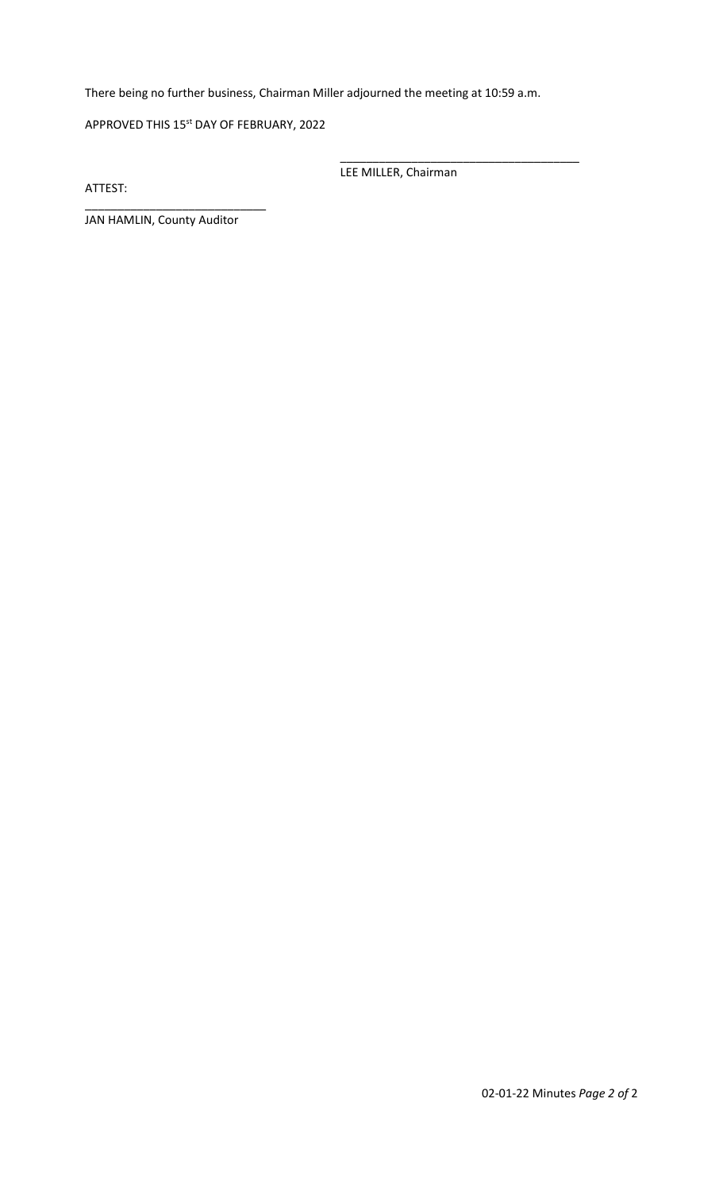There being no further business, Chairman Miller adjourned the meeting at 10:59 a.m.

APPROVED THIS 15st DAY OF FEBRUARY, 2022

_____________________________________
LEE MILLER, Chairman

ATTEST:

____________________________
JAN HAMLIN, County Auditor